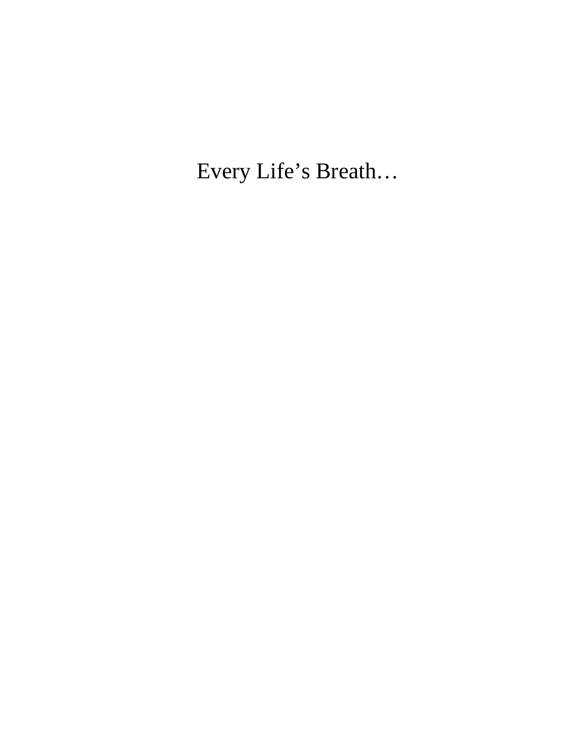# Every Life’s Breath…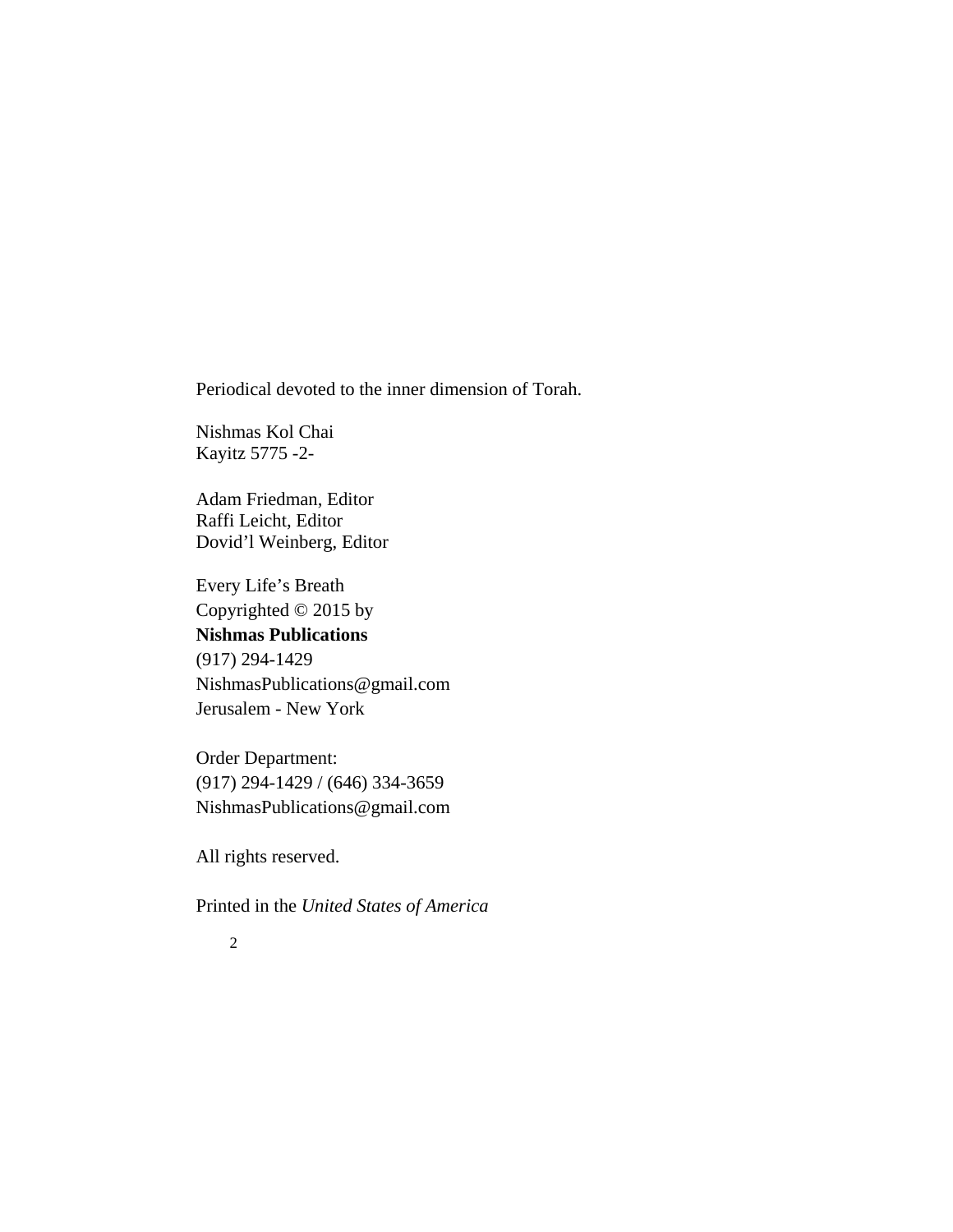Periodical devoted to the inner dimension of Torah.

Nishmas Kol Chai
Kayitz 5775 -2-

Adam Friedman, Editor
Raffi Leicht, Editor
Dovid'l Weinberg, Editor

Every Life's Breath
Copyrighted © 2015 by
**Nishmas Publications**
(917) 294-1429
NishmasPublications@gmail.com
Jerusalem - New York

Order Department:
(917) 294-1429 / (646) 334-3659
NishmasPublications@gmail.com

All rights reserved.

Printed in the *United States of America*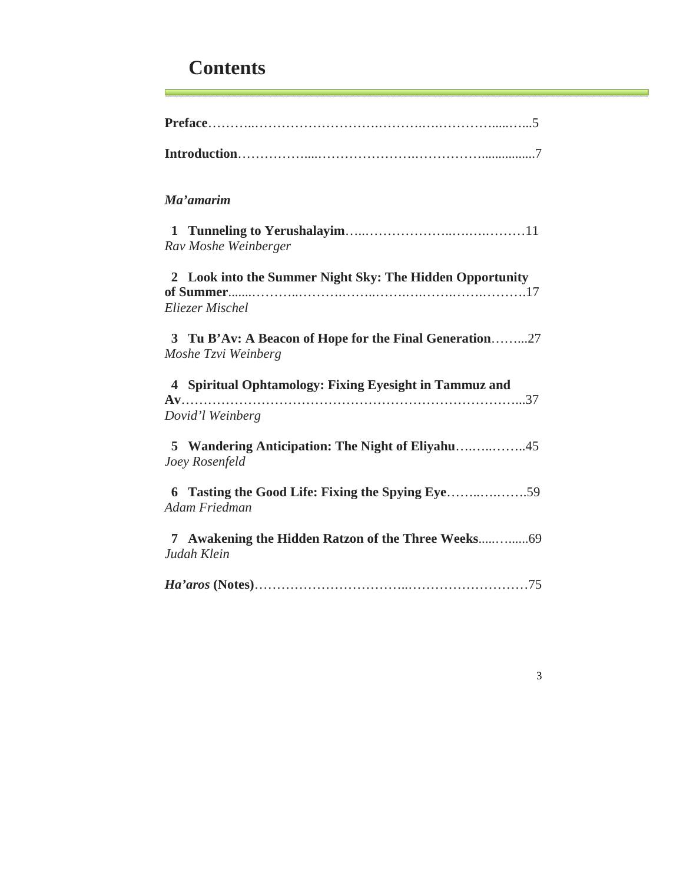# Contents

**Preface**……….………………………….……….….…………......…..5

**Introduction**……………....………………….……………...............7

***Ma'amarim***

**1 Tunneling to Yerushalayim**…..………………..….….………11
*Rav Moshe Weinberger*

**2 Look into the Summer Night Sky: The Hidden Opportunity of Summer**.......………..……….……..…….….…….….…….……….17
*Eliezer Mischel*

**3 Tu B'Av: A Beacon of Hope for the Final Generation**……...27
*Moshe Tzvi Weinberg*

**4 Spiritual Ophtamology: Fixing Eyesight in Tammuz and Av**…………………………………………………………………...37
*Dovid'l Weinberg*

**5 Wandering Anticipation: The Night of Eliyahu**….…..……..45
*Joey Rosenfeld*

**6 Tasting the Good Life: Fixing the Spying Eye**……..….…….59
*Adam Friedman*

**7 Awakening the Hidden Ratzon of the Three Weeks**.....…......69
*Judah Klein*

***Ha'aros* (Notes)**……………………………..………………………75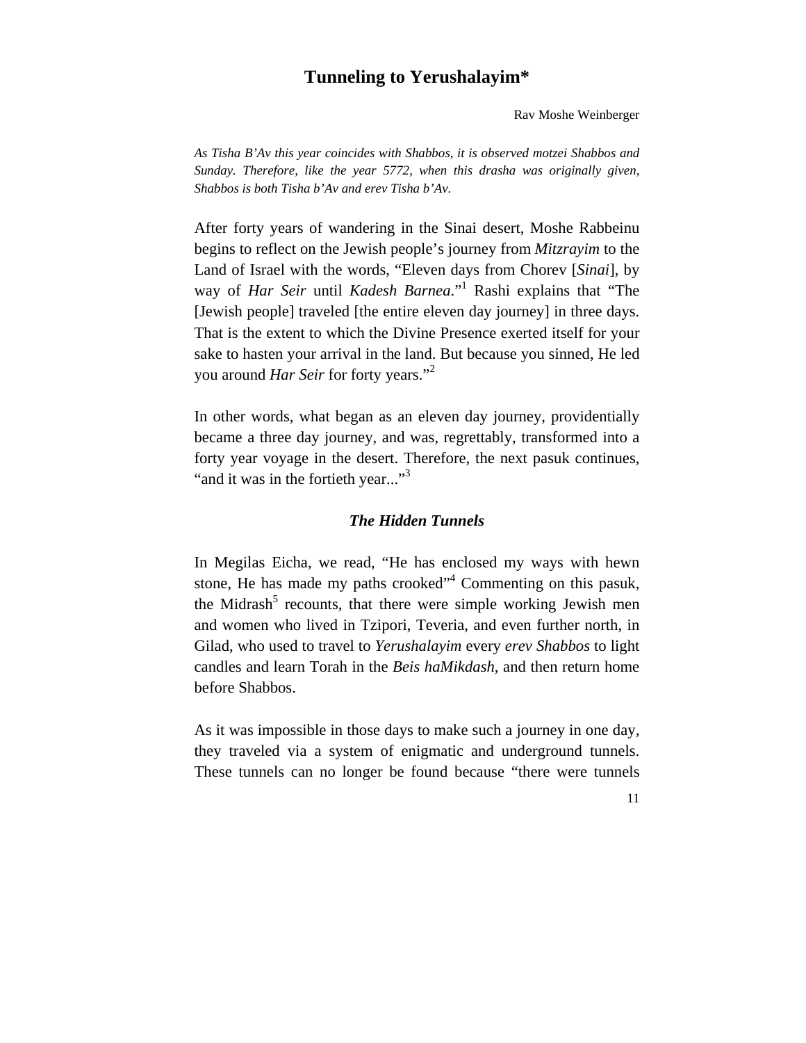# Tunneling to Yerushalayim*

Rav Moshe Weinberger

*As Tisha B'Av this year coincides with Shabbos, it is observed motzei Shabbos and Sunday. Therefore, like the year 5772, when this drasha was originally given, Shabbos is both Tisha b'Av and erev Tisha b'Av.*

After forty years of wandering in the Sinai desert, Moshe Rabbeinu begins to reflect on the Jewish people's journey from *Mitzrayim* to the Land of Israel with the words, "Eleven days from Chorev [*Sinai*], by way of *Har Seir* until *Kadesh Barnea*."[1] Rashi explains that "The [Jewish people] traveled [the entire eleven day journey] in three days. That is the extent to which the Divine Presence exerted itself for your sake to hasten your arrival in the land. But because you sinned, He led you around *Har Seir* for forty years."[2]

In other words, what began as an eleven day journey, providentially became a three day journey, and was, regrettably, transformed into a forty year voyage in the desert. Therefore, the next pasuk continues, "and it was in the fortieth year..."[3]

### *The Hidden Tunnels*

In Megilas Eicha, we read, "He has enclosed my ways with hewn stone, He has made my paths crooked"[4] Commenting on this pasuk, the Midrash[5] recounts, that there were simple working Jewish men and women who lived in Tzipori, Teveria, and even further north, in Gilad, who used to travel to *Yerushalayim* every *erev Shabbos* to light candles and learn Torah in the *Beis haMikdash*, and then return home before Shabbos.

As it was impossible in those days to make such a journey in one day, they traveled via a system of enigmatic and underground tunnels. These tunnels can no longer be found because "there were tunnels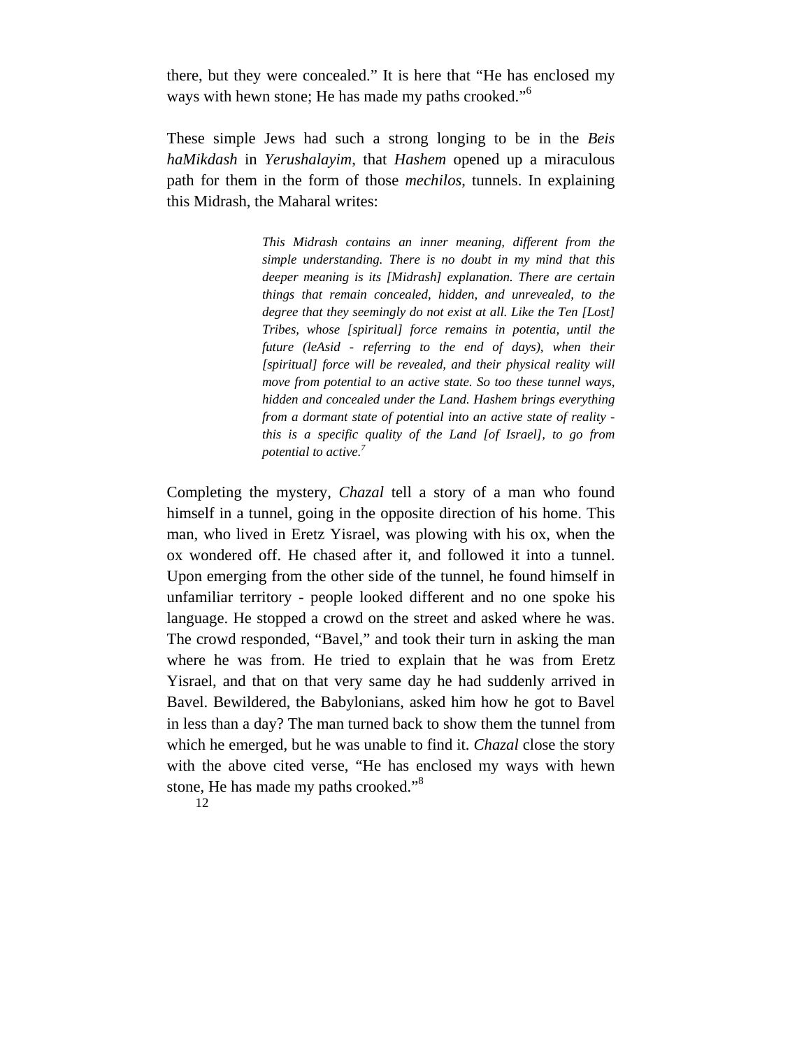there, but they were concealed." It is here that "He has enclosed my ways with hewn stone; He has made my paths crooked."[6]

These simple Jews had such a strong longing to be in the *Beis haMikdash* in *Yerushalayim*, that *Hashem* opened up a miraculous path for them in the form of those *mechilos*, tunnels. In explaining this Midrash, the Maharal writes:

> *This Midrash contains an inner meaning, different from the simple understanding. There is no doubt in my mind that this deeper meaning is its [Midrash] explanation. There are certain things that remain concealed, hidden, and unrevealed, to the degree that they seemingly do not exist at all. Like the Ten [Lost] Tribes, whose [spiritual] force remains in potentia, until the future (leAsid - referring to the end of days), when their [spiritual] force will be revealed, and their physical reality will move from potential to an active state. So too these tunnel ways, hidden and concealed under the Land. Hashem brings everything from a dormant state of potential into an active state of reality - this is a specific quality of the Land [of Israel], to go from potential to active.*[7]

Completing the mystery, *Chazal* tell a story of a man who found himself in a tunnel, going in the opposite direction of his home. This man, who lived in Eretz Yisrael, was plowing with his ox, when the ox wondered off. He chased after it, and followed it into a tunnel. Upon emerging from the other side of the tunnel, he found himself in unfamiliar territory - people looked different and no one spoke his language. He stopped a crowd on the street and asked where he was. The crowd responded, "Bavel," and took their turn in asking the man where he was from. He tried to explain that he was from Eretz Yisrael, and that on that very same day he had suddenly arrived in Bavel. Bewildered, the Babylonians, asked him how he got to Bavel in less than a day? The man turned back to show them the tunnel from which he emerged, but he was unable to find it. *Chazal* close the story with the above cited verse, "He has enclosed my ways with hewn stone, He has made my paths crooked."[8]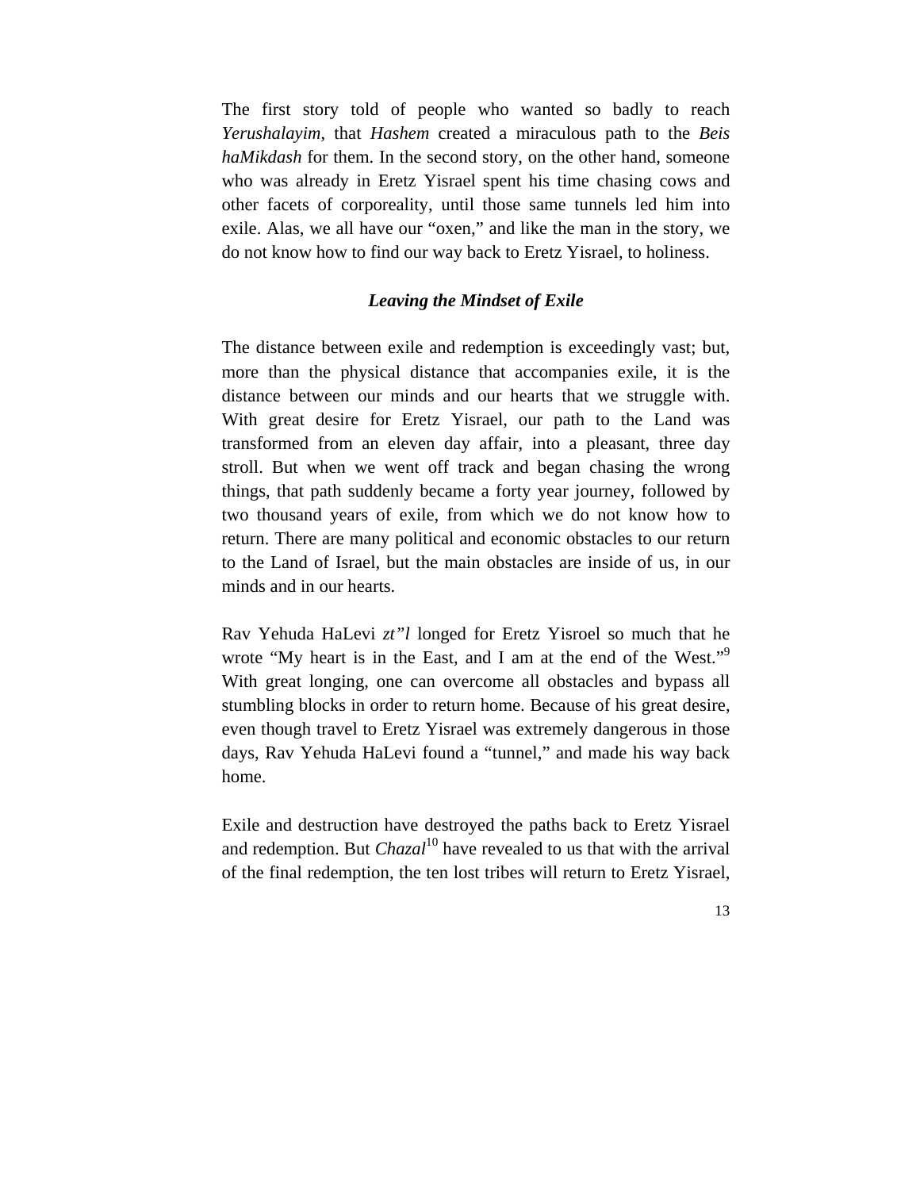The first story told of people who wanted so badly to reach *Yerushalayim*, that *Hashem* created a miraculous path to the *Beis haMikdash* for them. In the second story, on the other hand, someone who was already in Eretz Yisrael spent his time chasing cows and other facets of corporeality, until those same tunnels led him into exile. Alas, we all have our "oxen," and like the man in the story, we do not know how to find our way back to Eretz Yisrael, to holiness.

### ***Leaving the Mindset of Exile***

The distance between exile and redemption is exceedingly vast; but, more than the physical distance that accompanies exile, it is the distance between our minds and our hearts that we struggle with. With great desire for Eretz Yisrael, our path to the Land was transformed from an eleven day affair, into a pleasant, three day stroll. But when we went off track and began chasing the wrong things, that path suddenly became a forty year journey, followed by two thousand years of exile, from which we do not know how to return. There are many political and economic obstacles to our return to the Land of Israel, but the main obstacles are inside of us, in our minds and in our hearts.

Rav Yehuda HaLevi *zt"l* longed for Eretz Yisroel so much that he wrote "My heart is in the East, and I am at the end of the West."[9] With great longing, one can overcome all obstacles and bypass all stumbling blocks in order to return home. Because of his great desire, even though travel to Eretz Yisrael was extremely dangerous in those days, Rav Yehuda HaLevi found a "tunnel," and made his way back home.

Exile and destruction have destroyed the paths back to Eretz Yisrael and redemption. But *Chazal*[10] have revealed to us that with the arrival of the final redemption, the ten lost tribes will return to Eretz Yisrael,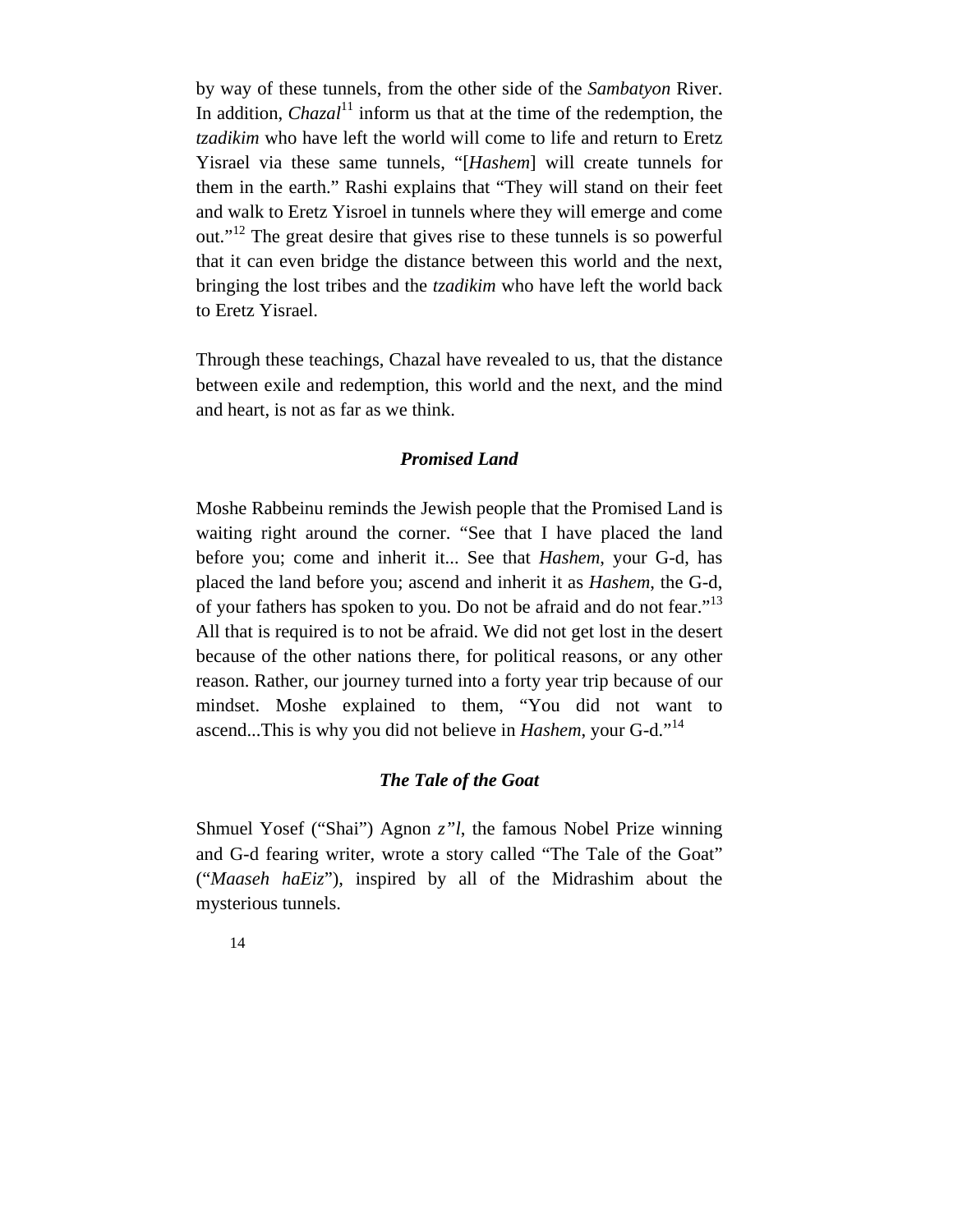by way of these tunnels, from the other side of the *Sambatyon* River. In addition, *Chazal*[11] inform us that at the time of the redemption, the *tzadikim* who have left the world will come to life and return to Eretz Yisrael via these same tunnels, "[*Hashem*] will create tunnels for them in the earth." Rashi explains that "They will stand on their feet and walk to Eretz Yisroel in tunnels where they will emerge and come out."[12] The great desire that gives rise to these tunnels is so powerful that it can even bridge the distance between this world and the next, bringing the lost tribes and the *tzadikim* who have left the world back to Eretz Yisrael.

Through these teachings, Chazal have revealed to us, that the distance between exile and redemption, this world and the next, and the mind and heart, is not as far as we think.

### *Promised Land*

Moshe Rabbeinu reminds the Jewish people that the Promised Land is waiting right around the corner. "See that I have placed the land before you; come and inherit it... See that *Hashem*, your G-d, has placed the land before you; ascend and inherit it as *Hashem*, the G-d, of your fathers has spoken to you. Do not be afraid and do not fear."[13] All that is required is to not be afraid. We did not get lost in the desert because of the other nations there, for political reasons, or any other reason. Rather, our journey turned into a forty year trip because of our mindset. Moshe explained to them, "You did not want to ascend...This is why you did not believe in *Hashem*, your G-d."[14]

### *The Tale of the Goat*

Shmuel Yosef ("Shai") Agnon *z"l*, the famous Nobel Prize winning and G-d fearing writer, wrote a story called "The Tale of the Goat" ("*Maaseh haEiz*"), inspired by all of the Midrashim about the mysterious tunnels.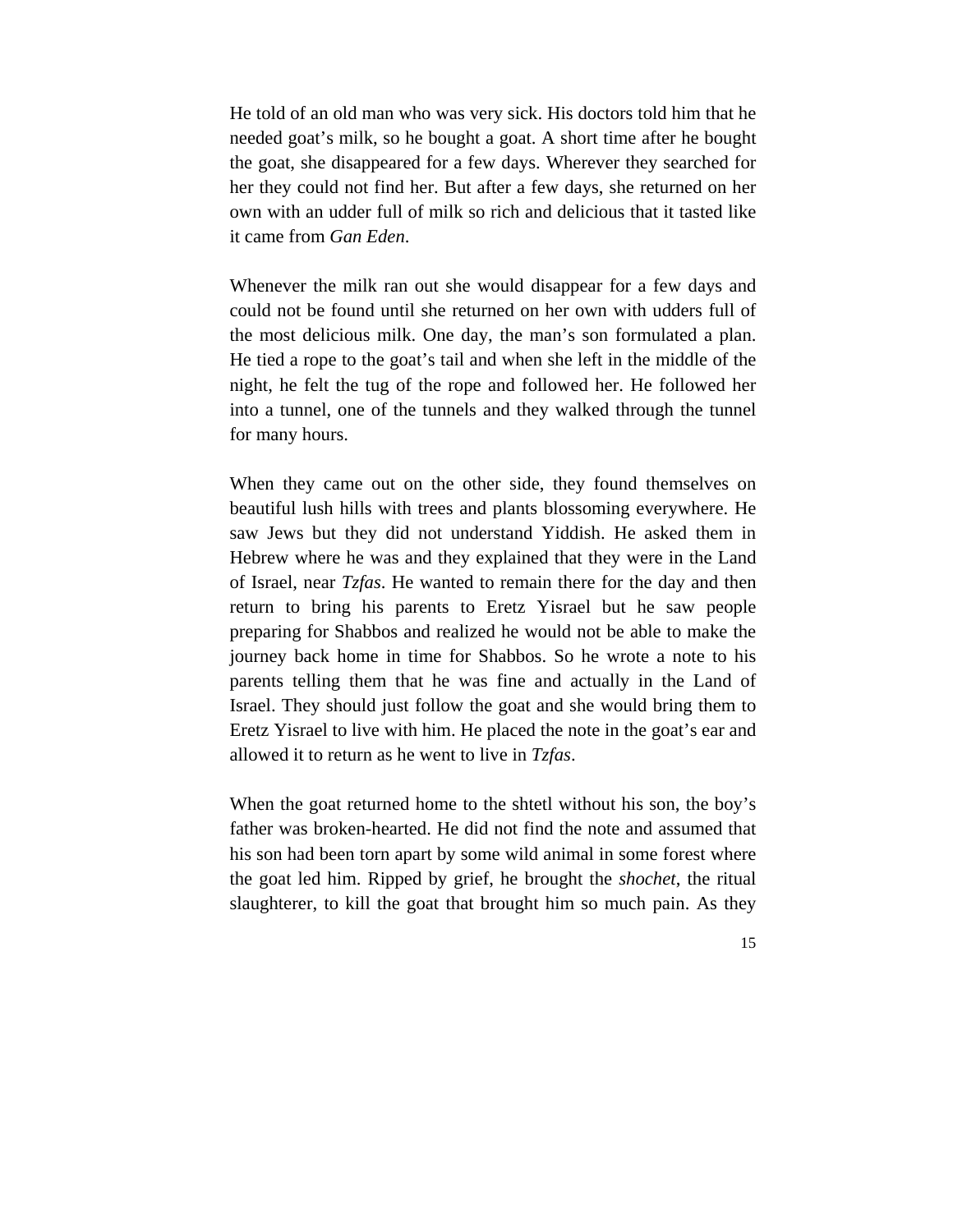He told of an old man who was very sick. His doctors told him that he needed goat's milk, so he bought a goat. A short time after he bought the goat, she disappeared for a few days. Wherever they searched for her they could not find her. But after a few days, she returned on her own with an udder full of milk so rich and delicious that it tasted like it came from *Gan Eden*.

Whenever the milk ran out she would disappear for a few days and could not be found until she returned on her own with udders full of the most delicious milk. One day, the man's son formulated a plan. He tied a rope to the goat's tail and when she left in the middle of the night, he felt the tug of the rope and followed her. He followed her into a tunnel, one of the tunnels and they walked through the tunnel for many hours.

When they came out on the other side, they found themselves on beautiful lush hills with trees and plants blossoming everywhere. He saw Jews but they did not understand Yiddish. He asked them in Hebrew where he was and they explained that they were in the Land of Israel, near *Tzfas*. He wanted to remain there for the day and then return to bring his parents to Eretz Yisrael but he saw people preparing for Shabbos and realized he would not be able to make the journey back home in time for Shabbos. So he wrote a note to his parents telling them that he was fine and actually in the Land of Israel. They should just follow the goat and she would bring them to Eretz Yisrael to live with him. He placed the note in the goat's ear and allowed it to return as he went to live in *Tzfas*.

When the goat returned home to the shtetl without his son, the boy's father was broken-hearted. He did not find the note and assumed that his son had been torn apart by some wild animal in some forest where the goat led him. Ripped by grief, he brought the *shochet*, the ritual slaughterer, to kill the goat that brought him so much pain. As they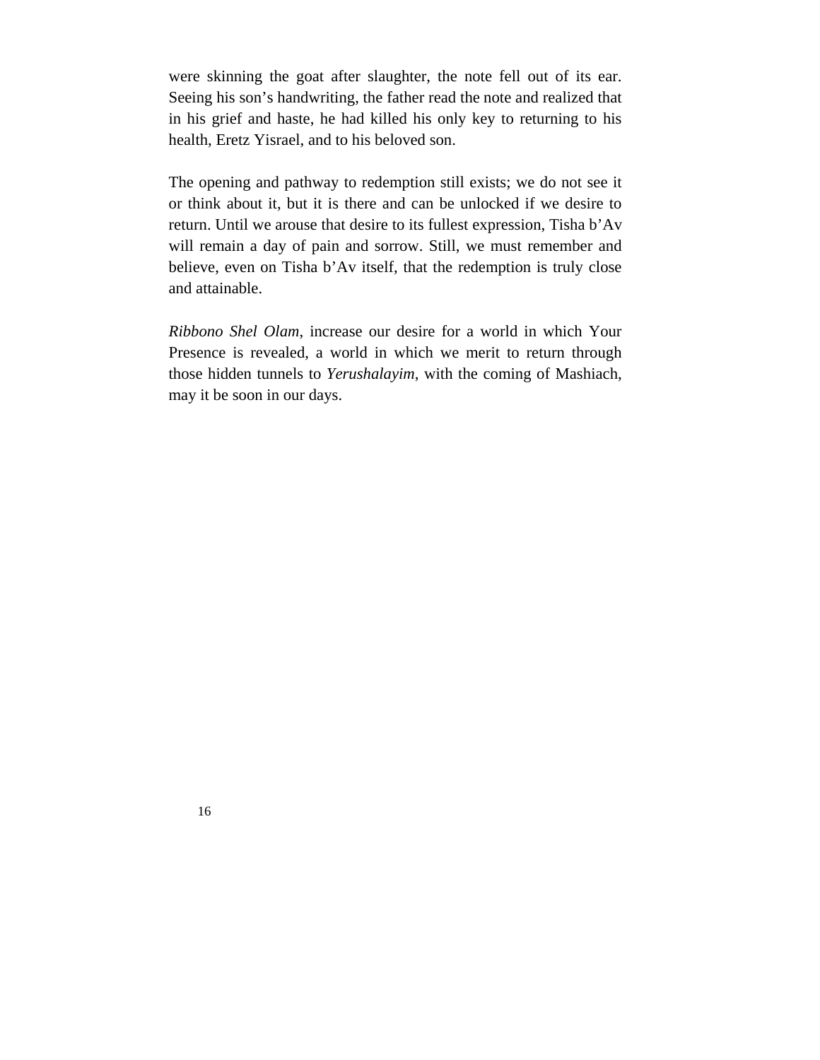were skinning the goat after slaughter, the note fell out of its ear. Seeing his son's handwriting, the father read the note and realized that in his grief and haste, he had killed his only key to returning to his health, Eretz Yisrael, and to his beloved son.

The opening and pathway to redemption still exists; we do not see it or think about it, but it is there and can be unlocked if we desire to return. Until we arouse that desire to its fullest expression, Tisha b'Av will remain a day of pain and sorrow. Still, we must remember and believe, even on Tisha b'Av itself, that the redemption is truly close and attainable.

*Ribbono Shel Olam*, increase our desire for a world in which Your Presence is revealed, a world in which we merit to return through those hidden tunnels to *Yerushalayim*, with the coming of Mashiach, may it be soon in our days.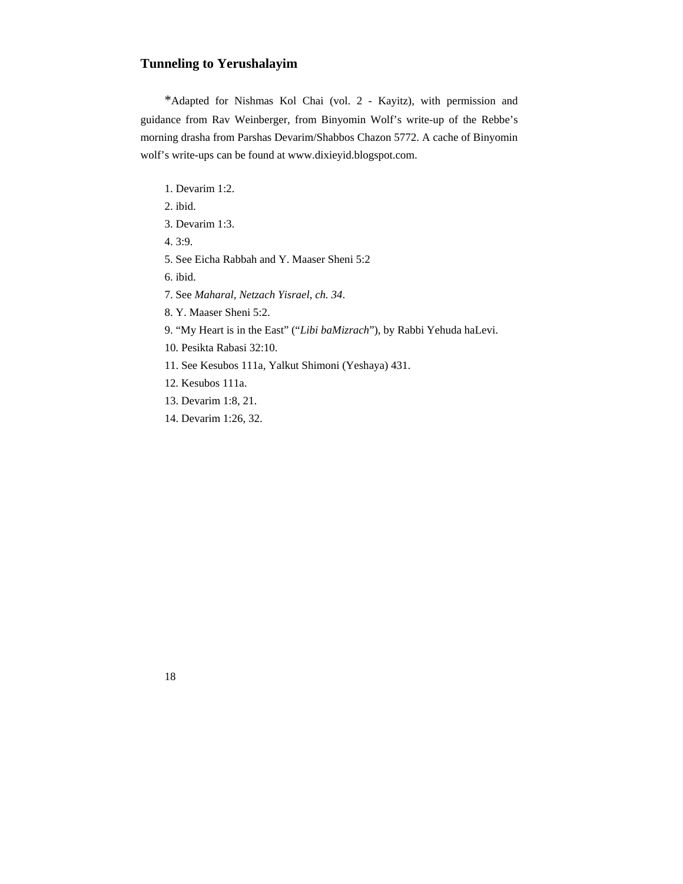## Tunneling to Yerushalayim

*Adapted for Nishmas Kol Chai (vol. 2 - Kayitz), with permission and guidance from Rav Weinberger, from Binyomin Wolf's write-up of the Rebbe's morning drasha from Parshas Devarim/Shabbos Chazon 5772. A cache of Binyomin wolf's write-ups can be found at www.dixieyid.blogspot.com.

1. Devarim 1:2.
2. ibid.
3. Devarim 1:3.
4. 3:9.
5. See Eicha Rabbah and Y. Maaser Sheni 5:2
6. ibid.
7. See *Maharal, Netzach Yisrael, ch. 34*.
8. Y. Maaser Sheni 5:2.
9. "My Heart is in the East" ("*Libi baMizrach*"), by Rabbi Yehuda haLevi.
10. Pesikta Rabasi 32:10.
11. See Kesubos 111a, Yalkut Shimoni (Yeshaya) 431.
12. Kesubos 111a.
13. Devarim 1:8, 21.
14. Devarim 1:26, 32.